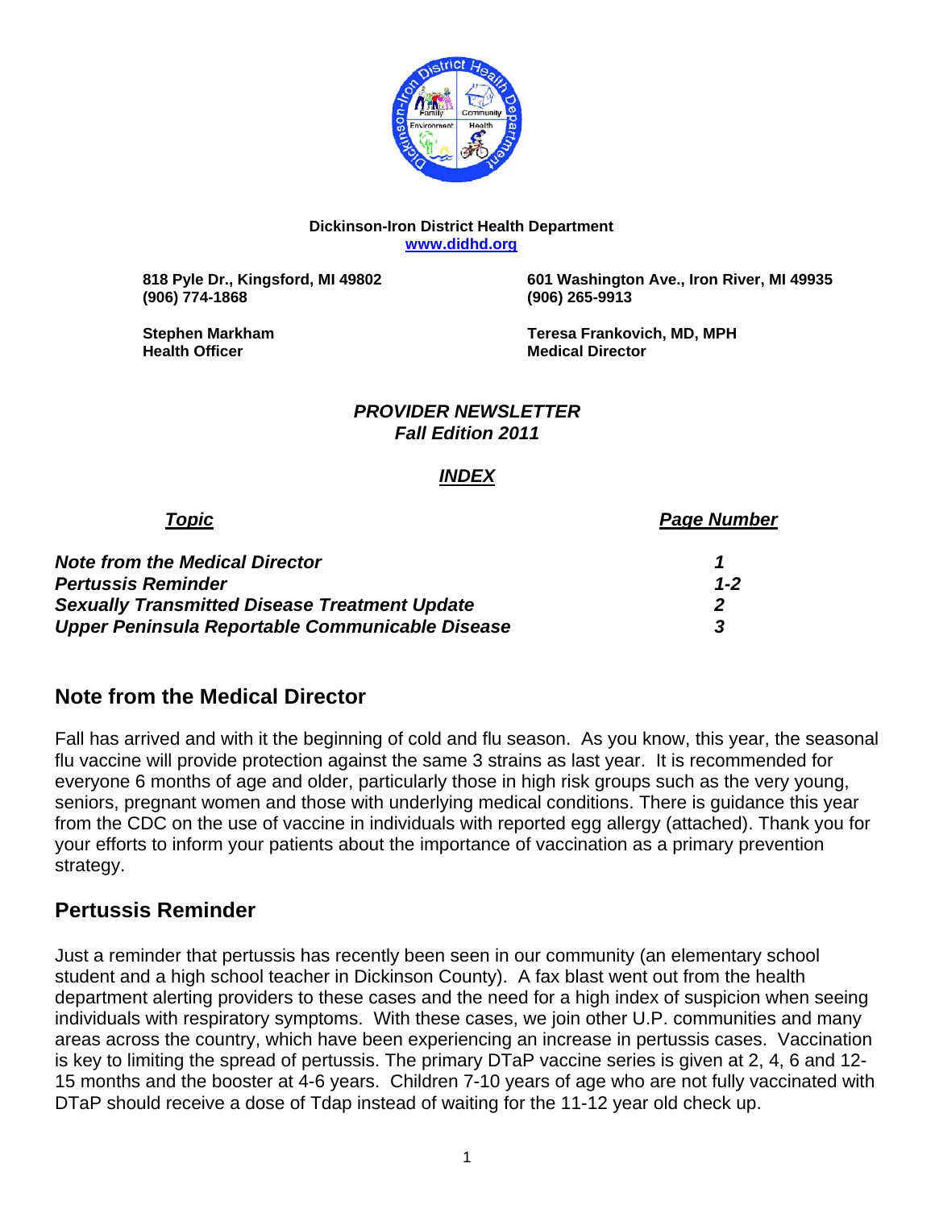**Dickinson-Iron District Health Department**
**www.didhd.org**

**818 Pyle Dr., Kingsford, MI 49802**
**(906) 774-1868**

**601 Washington Ave., Iron River, MI 49935**
**(906) 265-9913**

**Stephen Markham**
**Health Officer**

**Teresa Frankovich, MD, MPH**
**Medical Director**

***PROVIDER NEWSLETTER***
***Fall Edition 2011***

***INDEX***

| ***Topic*** | ***Page Number*** |
|---|---|
| ***Note from the Medical Director*** | ***1*** |
| ***Pertussis Reminder*** | ***1-2*** |
| ***Sexually Transmitted Disease Treatment Update*** | ***2*** |
| ***Upper Peninsula Reportable Communicable Disease*** | ***3*** |

## Note from the Medical Director

Fall has arrived and with it the beginning of cold and flu season. As you know, this year, the seasonal flu vaccine will provide protection against the same 3 strains as last year. It is recommended for everyone 6 months of age and older, particularly those in high risk groups such as the very young, seniors, pregnant women and those with underlying medical conditions. There is guidance this year from the CDC on the use of vaccine in individuals with reported egg allergy (attached). Thank you for your efforts to inform your patients about the importance of vaccination as a primary prevention strategy.

## Pertussis Reminder

Just a reminder that pertussis has recently been seen in our community (an elementary school student and a high school teacher in Dickinson County). A fax blast went out from the health department alerting providers to these cases and the need for a high index of suspicion when seeing individuals with respiratory symptoms. With these cases, we join other U.P. communities and many areas across the country, which have been experiencing an increase in pertussis cases. Vaccination is key to limiting the spread of pertussis. The primary DTaP vaccine series is given at 2, 4, 6 and 12-15 months and the booster at 4-6 years. Children 7-10 years of age who are not fully vaccinated with DTaP should receive a dose of Tdap instead of waiting for the 11-12 year old check up.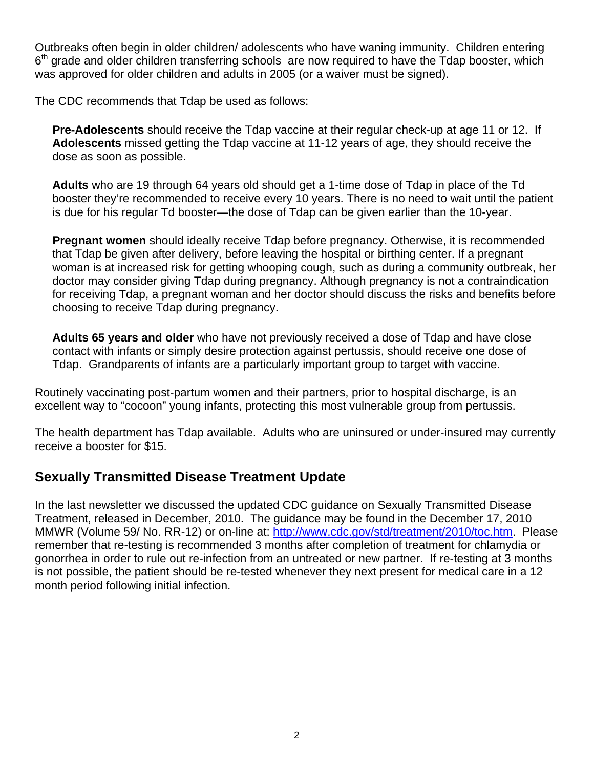Outbreaks often begin in older children/ adolescents who have waning immunity. Children entering 6th grade and older children transferring schools are now required to have the Tdap booster, which was approved for older children and adults in 2005 (or a waiver must be signed).

The CDC recommends that Tdap be used as follows:

**Pre-Adolescents** should receive the Tdap vaccine at their regular check-up at age 11 or 12. If **Adolescents** missed getting the Tdap vaccine at 11-12 years of age, they should receive the dose as soon as possible.

**Adults** who are 19 through 64 years old should get a 1-time dose of Tdap in place of the Td booster they're recommended to receive every 10 years. There is no need to wait until the patient is due for his regular Td booster—the dose of Tdap can be given earlier than the 10-year.

**Pregnant women** should ideally receive Tdap before pregnancy. Otherwise, it is recommended that Tdap be given after delivery, before leaving the hospital or birthing center. If a pregnant woman is at increased risk for getting whooping cough, such as during a community outbreak, her doctor may consider giving Tdap during pregnancy. Although pregnancy is not a contraindication for receiving Tdap, a pregnant woman and her doctor should discuss the risks and benefits before choosing to receive Tdap during pregnancy.

**Adults 65 years and older** who have not previously received a dose of Tdap and have close contact with infants or simply desire protection against pertussis, should receive one dose of Tdap. Grandparents of infants are a particularly important group to target with vaccine.

Routinely vaccinating post-partum women and their partners, prior to hospital discharge, is an excellent way to "cocoon" young infants, protecting this most vulnerable group from pertussis.

The health department has Tdap available. Adults who are uninsured or under-insured may currently receive a booster for $15.

## Sexually Transmitted Disease Treatment Update

In the last newsletter we discussed the updated CDC guidance on Sexually Transmitted Disease Treatment, released in December, 2010. The guidance may be found in the December 17, 2010 MMWR (Volume 59/ No. RR-12) or on-line at: http://www.cdc.gov/std/treatment/2010/toc.htm. Please remember that re-testing is recommended 3 months after completion of treatment for chlamydia or gonorrhea in order to rule out re-infection from an untreated or new partner. If re-testing at 3 months is not possible, the patient should be re-tested whenever they next present for medical care in a 12 month period following initial infection.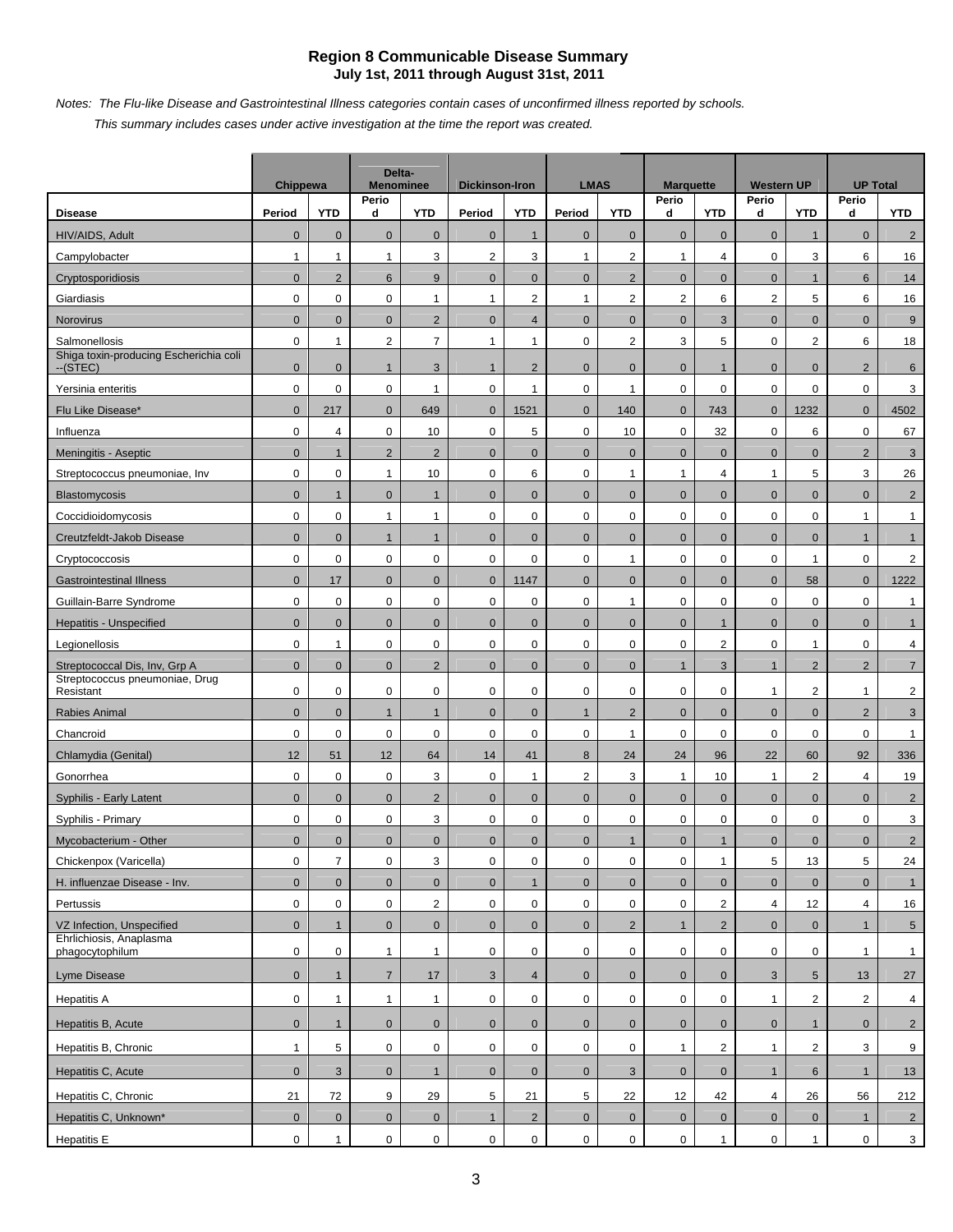# Region 8 Communicable Disease Summary
## July 1st, 2011 through August 31st, 2011

*Notes: The Flu-like Disease and Gastrointestinal Illness categories contain cases of unconfirmed illness reported by schools.*

*This summary includes cases under active investigation at the time the report was created.*

| | Chippewa | | Delta-Menominee | | Dickinson-Iron | | LMAS | | Marquette | | Western UP | | UP Total | |
|---|---|---|---|---|---|---|---|---|---|---|---|---|---|---|
| **Disease** | **Period** | **YTD** | **Period** | **YTD** | **Period** | **YTD** | **Period** | **YTD** | **Period** | **YTD** | **Period** | **YTD** | **Period** | **YTD** |
| HIV/AIDS, Adult | 0 | 0 | 0 | 0 | 0 | 1 | 0 | 0 | 0 | 0 | 0 | 1 | 0 | 2 |
| Campylobacter | 1 | 1 | 1 | 3 | 2 | 3 | 1 | 2 | 1 | 4 | 0 | 3 | 6 | 16 |
| Cryptosporidiosis | 0 | 2 | 6 | 9 | 0 | 0 | 0 | 2 | 0 | 0 | 0 | 1 | 6 | 14 |
| Giardiasis | 0 | 0 | 0 | 1 | 1 | 2 | 1 | 2 | 2 | 6 | 2 | 5 | 6 | 16 |
| Norovirus | 0 | 0 | 0 | 2 | 0 | 4 | 0 | 0 | 0 | 3 | 0 | 0 | 0 | 9 |
| Salmonellosis | 0 | 1 | 2 | 7 | 1 | 1 | 0 | 2 | 3 | 5 | 0 | 2 | 6 | 18 |
| Shiga toxin-producing Escherichia coli --(STEC) | 0 | 0 | 1 | 3 | 1 | 2 | 0 | 0 | 0 | 1 | 0 | 0 | 2 | 6 |
| Yersinia enteritis | 0 | 0 | 0 | 1 | 0 | 1 | 0 | 1 | 0 | 0 | 0 | 0 | 0 | 3 |
| Flu Like Disease* | 0 | 217 | 0 | 649 | 0 | 1521 | 0 | 140 | 0 | 743 | 0 | 1232 | 0 | 4502 |
| Influenza | 0 | 4 | 0 | 10 | 0 | 5 | 0 | 10 | 0 | 32 | 0 | 6 | 0 | 67 |
| Meningitis - Aseptic | 0 | 1 | 2 | 2 | 0 | 0 | 0 | 0 | 0 | 0 | 0 | 0 | 2 | 3 |
| Streptococcus pneumoniae, Inv | 0 | 0 | 1 | 10 | 0 | 6 | 0 | 1 | 1 | 4 | 1 | 5 | 3 | 26 |
| Blastomycosis | 0 | 1 | 0 | 1 | 0 | 0 | 0 | 0 | 0 | 0 | 0 | 0 | 0 | 2 |
| Coccidioidomycosis | 0 | 0 | 1 | 1 | 0 | 0 | 0 | 0 | 0 | 0 | 0 | 0 | 1 | 1 |
| Creutzfeldt-Jakob Disease | 0 | 0 | 1 | 1 | 0 | 0 | 0 | 0 | 0 | 0 | 0 | 0 | 1 | 1 |
| Cryptococcosis | 0 | 0 | 0 | 0 | 0 | 0 | 0 | 1 | 0 | 0 | 0 | 1 | 0 | 2 |
| Gastrointestinal Illness | 0 | 17 | 0 | 0 | 0 | 1147 | 0 | 0 | 0 | 0 | 0 | 58 | 0 | 1222 |
| Guillain-Barre Syndrome | 0 | 0 | 0 | 0 | 0 | 0 | 0 | 1 | 0 | 0 | 0 | 0 | 0 | 1 |
| Hepatitis - Unspecified | 0 | 0 | 0 | 0 | 0 | 0 | 0 | 0 | 0 | 1 | 0 | 0 | 0 | 1 |
| Legionellosis | 0 | 1 | 0 | 0 | 0 | 0 | 0 | 0 | 0 | 2 | 0 | 1 | 0 | 4 |
| Streptococcal Dis, Inv, Grp A | 0 | 0 | 0 | 2 | 0 | 0 | 0 | 0 | 1 | 3 | 1 | 2 | 2 | 7 |
| Streptococcus pneumoniae, Drug Resistant | 0 | 0 | 0 | 0 | 0 | 0 | 0 | 0 | 0 | 0 | 1 | 2 | 1 | 2 |
| Rabies Animal | 0 | 0 | 1 | 1 | 0 | 0 | 1 | 2 | 0 | 0 | 0 | 0 | 2 | 3 |
| Chancroid | 0 | 0 | 0 | 0 | 0 | 0 | 0 | 1 | 0 | 0 | 0 | 0 | 0 | 1 |
| Chlamydia (Genital) | 12 | 51 | 12 | 64 | 14 | 41 | 8 | 24 | 24 | 96 | 22 | 60 | 92 | 336 |
| Gonorrhea | 0 | 0 | 0 | 3 | 0 | 1 | 2 | 3 | 1 | 10 | 1 | 2 | 4 | 19 |
| Syphilis - Early Latent | 0 | 0 | 0 | 2 | 0 | 0 | 0 | 0 | 0 | 0 | 0 | 0 | 0 | 2 |
| Syphilis - Primary | 0 | 0 | 0 | 3 | 0 | 0 | 0 | 0 | 0 | 0 | 0 | 0 | 0 | 3 |
| Mycobacterium - Other | 0 | 0 | 0 | 0 | 0 | 0 | 0 | 1 | 0 | 1 | 0 | 0 | 0 | 2 |
| Chickenpox (Varicella) | 0 | 7 | 0 | 3 | 0 | 0 | 0 | 0 | 0 | 1 | 5 | 13 | 5 | 24 |
| H. influenzae Disease - Inv. | 0 | 0 | 0 | 0 | 0 | 1 | 0 | 0 | 0 | 0 | 0 | 0 | 0 | 1 |
| Pertussis | 0 | 0 | 0 | 2 | 0 | 0 | 0 | 0 | 0 | 2 | 4 | 12 | 4 | 16 |
| VZ Infection, Unspecified | 0 | 1 | 0 | 0 | 0 | 0 | 0 | 2 | 1 | 2 | 0 | 0 | 1 | 5 |
| Ehrlichiosis, Anaplasma phagocytophilum | 0 | 0 | 1 | 1 | 0 | 0 | 0 | 0 | 0 | 0 | 0 | 0 | 1 | 1 |
| Lyme Disease | 0 | 1 | 7 | 17 | 3 | 4 | 0 | 0 | 0 | 0 | 3 | 5 | 13 | 27 |
| Hepatitis A | 0 | 1 | 1 | 1 | 0 | 0 | 0 | 0 | 0 | 0 | 1 | 2 | 2 | 4 |
| Hepatitis B, Acute | 0 | 1 | 0 | 0 | 0 | 0 | 0 | 0 | 0 | 0 | 0 | 1 | 0 | 2 |
| Hepatitis B, Chronic | 1 | 5 | 0 | 0 | 0 | 0 | 0 | 0 | 1 | 2 | 1 | 2 | 3 | 9 |
| Hepatitis C, Acute | 0 | 3 | 0 | 1 | 0 | 0 | 0 | 3 | 0 | 0 | 1 | 6 | 1 | 13 |
| Hepatitis C, Chronic | 21 | 72 | 9 | 29 | 5 | 21 | 5 | 22 | 12 | 42 | 4 | 26 | 56 | 212 |
| Hepatitis C, Unknown* | 0 | 0 | 0 | 0 | 1 | 2 | 0 | 0 | 0 | 0 | 0 | 0 | 1 | 2 |
| Hepatitis E | 0 | 1 | 0 | 0 | 0 | 0 | 0 | 0 | 0 | 1 | 0 | 1 | 0 | 3 |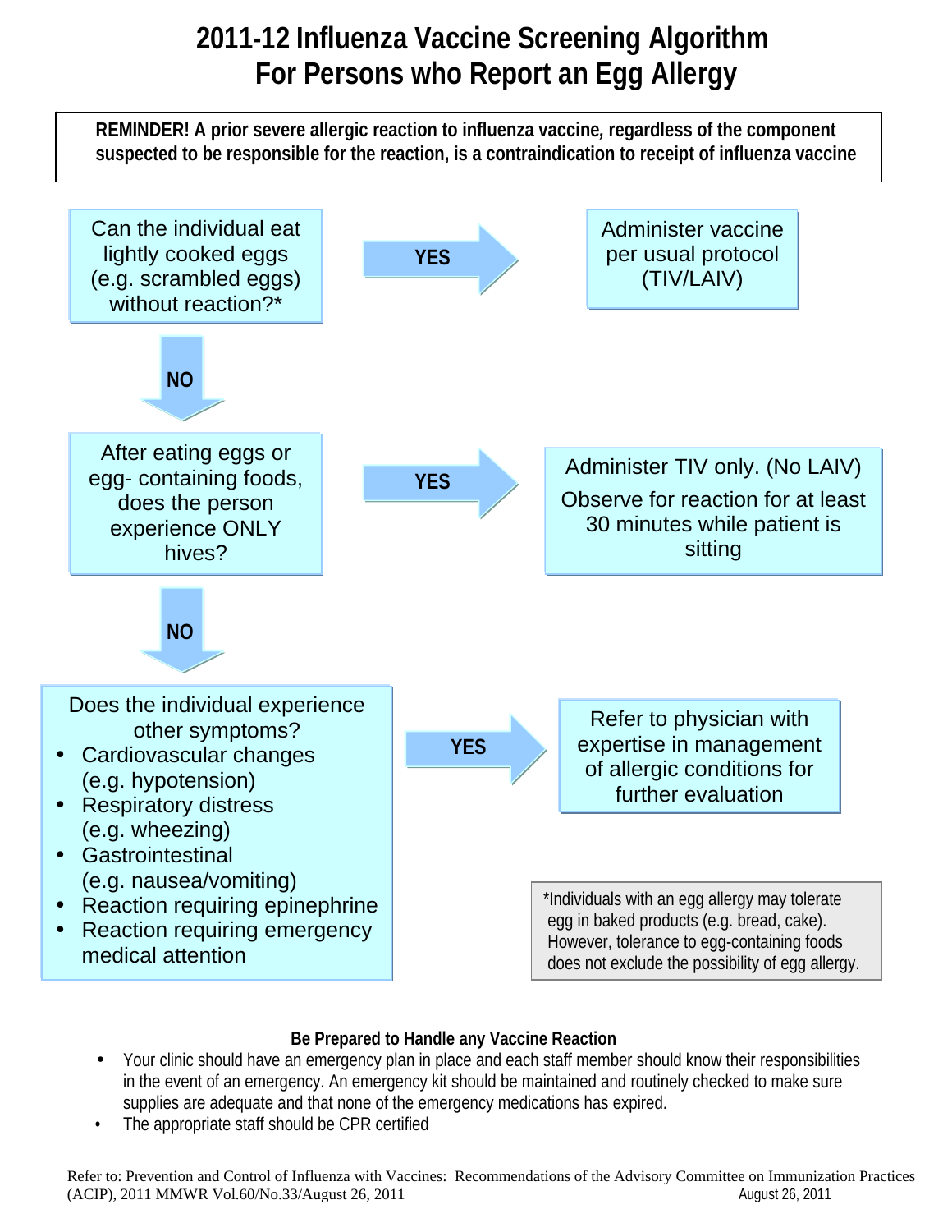# 2011-12 Influenza Vaccine Screening Algorithm For Persons who Report an Egg Allergy

**REMINDER! A prior severe allergic reaction to influenza vaccine, regardless of the component suspected to be responsible for the reaction, is a contraindication to receipt of influenza vaccine**

Can the individual eat lightly cooked eggs (e.g. scrambled eggs) without reaction?*

**YES** → Administer vaccine per usual protocol (TIV/LAIV)

**NO** ↓

After eating eggs or egg- containing foods, does the person experience ONLY hives?

**YES** → Administer TIV only. (No LAIV) Observe for reaction for at least 30 minutes while patient is sitting

**NO** ↓

Does the individual experience other symptoms?

- Cardiovascular changes (e.g. hypotension)
- Respiratory distress (e.g. wheezing)
- Gastrointestinal (e.g. nausea/vomiting)
- Reaction requiring epinephrine
- Reaction requiring emergency medical attention

**YES** → Refer to physician with expertise in management of allergic conditions for further evaluation

*Individuals with an egg allergy may tolerate egg in baked products (e.g. bread, cake). However, tolerance to egg-containing foods does not exclude the possibility of egg allergy.

**Be Prepared to Handle any Vaccine Reaction**

- Your clinic should have an emergency plan in place and each staff member should know their responsibilities in the event of an emergency. An emergency kit should be maintained and routinely checked to make sure supplies are adequate and that none of the emergency medications has expired.
- The appropriate staff should be CPR certified

Refer to: Prevention and Control of Influenza with Vaccines: Recommendations of the Advisory Committee on Immunization Practices (ACIP), 2011 MMWR Vol.60/No.33/August 26, 2011

August 26, 2011